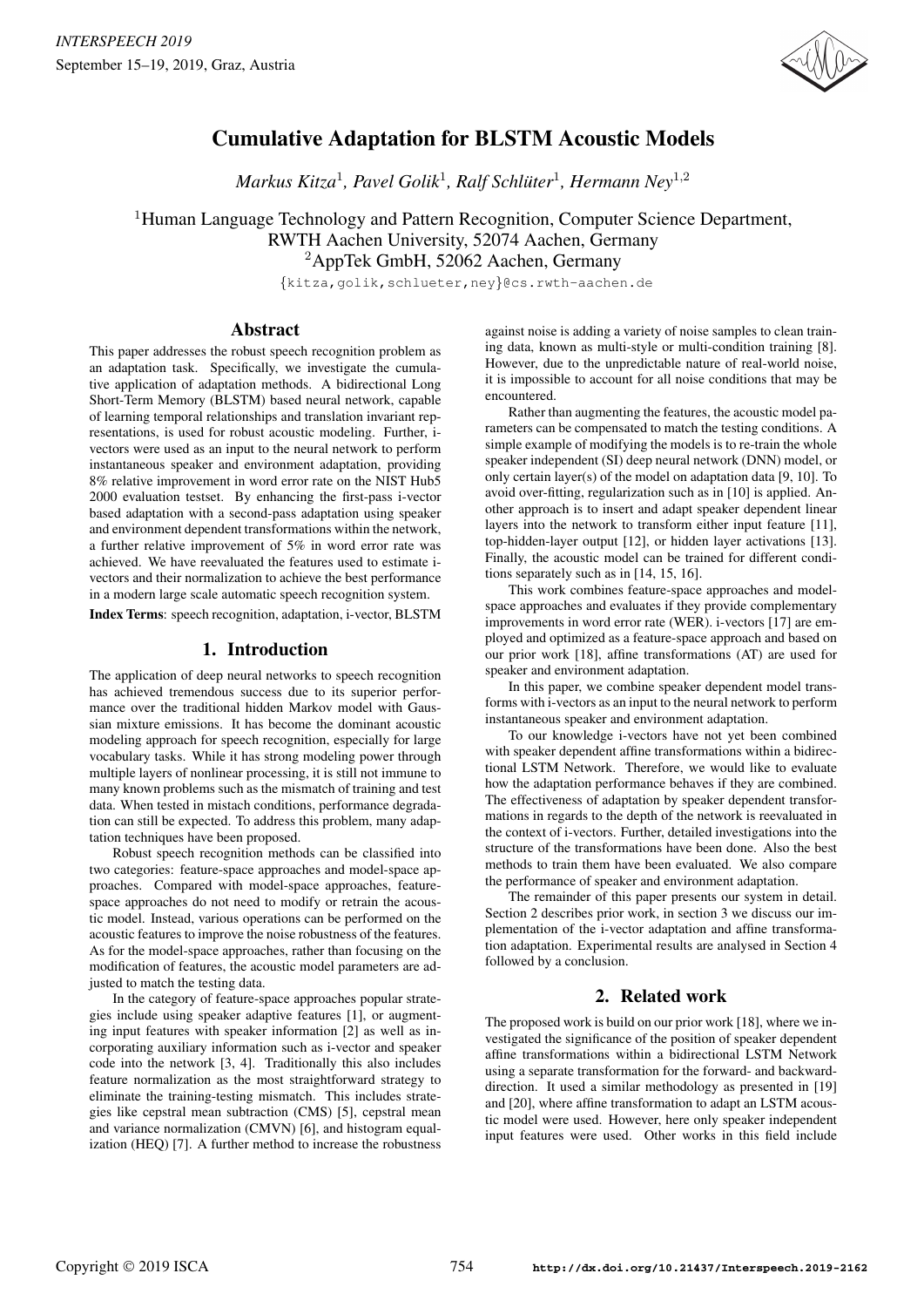# Cumulative Adaptation for BLSTM Acoustic Models

*Markus Kitza*[1], *Pavel Golik*[1], *Ralf Schlüter*[1], *Hermann Ney*[1,2]

[1]Human Language Technology and Pattern Recognition, Computer Science Department, RWTH Aachen University, 52074 Aachen, Germany
[2]AppTek GmbH, 52062 Aachen, Germany

{kitza,golik,schlueter,ney}@cs.rwth-aachen.de

## Abstract

This paper addresses the robust speech recognition problem as an adaptation task. Specifically, we investigate the cumulative application of adaptation methods. A bidirectional Long Short-Term Memory (BLSTM) based neural network, capable of learning temporal relationships and translation invariant representations, is used for robust acoustic modeling. Further, i-vectors were used as an input to the neural network to perform instantaneous speaker and environment adaptation, providing 8% relative improvement in word error rate on the NIST Hub5 2000 evaluation testset. By enhancing the first-pass i-vector based adaptation with a second-pass adaptation using speaker and environment dependent transformations within the network, a further relative improvement of 5% in word error rate was achieved. We have reevaluated the features used to estimate i-vectors and their normalization to achieve the best performance in a modern large scale automatic speech recognition system.

**Index Terms**: speech recognition, adaptation, i-vector, BLSTM

## 1. Introduction

The application of deep neural networks to speech recognition has achieved tremendous success due to its superior performance over the traditional hidden Markov model with Gaussian mixture emissions. It has become the dominant acoustic modeling approach for speech recognition, especially for large vocabulary tasks. While it has strong modeling power through multiple layers of nonlinear processing, it is still not immune to many known problems such as the mismatch of training and test data. When tested in mistach conditions, performance degradation can still be expected. To address this problem, many adaptation techniques have been proposed.

Robust speech recognition methods can be classified into two categories: feature-space approaches and model-space approaches. Compared with model-space approaches, feature-space approaches do not need to modify or retrain the acoustic model. Instead, various operations can be performed on the acoustic features to improve the noise robustness of the features. As for the model-space approaches, rather than focusing on the modification of features, the acoustic model parameters are adjusted to match the testing data.

In the category of feature-space approaches popular strategies include using speaker adaptive features [1], or augmenting input features with speaker information [2] as well as incorporating auxiliary information such as i-vector and speaker code into the network [3, 4]. Traditionally this also includes feature normalization as the most straightforward strategy to eliminate the training-testing mismatch. This includes strategies like cepstral mean subtraction (CMS) [5], cepstral mean and variance normalization (CMVN) [6], and histogram equalization (HEQ) [7]. A further method to increase the robustness against noise is adding a variety of noise samples to clean training data, known as multi-style or multi-condition training [8]. However, due to the unpredictable nature of real-world noise, it is impossible to account for all noise conditions that may be encountered.

Rather than augmenting the features, the acoustic model parameters can be compensated to match the testing conditions. A simple example of modifying the models is to re-train the whole speaker independent (SI) deep neural network (DNN) model, or only certain layer(s) of the model on adaptation data [9, 10]. To avoid over-fitting, regularization such as in [10] is applied. Another approach is to insert and adapt speaker dependent linear layers into the network to transform either input feature [11], top-hidden-layer output [12], or hidden layer activations [13]. Finally, the acoustic model can be trained for different conditions separately such as in [14, 15, 16].

This work combines feature-space approaches and model-space approaches and evaluates if they provide complementary improvements in word error rate (WER). i-vectors [17] are employed and optimized as a feature-space approach and based on our prior work [18], affine transformations (AT) are used for speaker and environment adaptation.

In this paper, we combine speaker dependent model transforms with i-vectors as an input to the neural network to perform instantaneous speaker and environment adaptation.

To our knowledge i-vectors have not yet been combined with speaker dependent affine transformations within a bidirectional LSTM Network. Therefore, we would like to evaluate how the adaptation performance behaves if they are combined. The effectiveness of adaptation by speaker dependent transformations in regards to the depth of the network is reevaluated in the context of i-vectors. Further, detailed investigations into the structure of the transformations have been done. Also the best methods to train them have been evaluated. We also compare the performance of speaker and environment adaptation.

The remainder of this paper presents our system in detail. Section 2 describes prior work, in section 3 we discuss our implementation of the i-vector adaptation and affine transformation adaptation. Experimental results are analysed in Section 4 followed by a conclusion.

## 2. Related work

The proposed work is build on our prior work [18], where we investigated the significance of the position of speaker dependent affine transformations within a bidirectional LSTM Network using a separate transformation for the forward- and backward-direction. It used a similar methodology as presented in [19] and [20], where affine transformation to adapt an LSTM acoustic model were used. However, here only speaker independent input features were used. Other works in this field include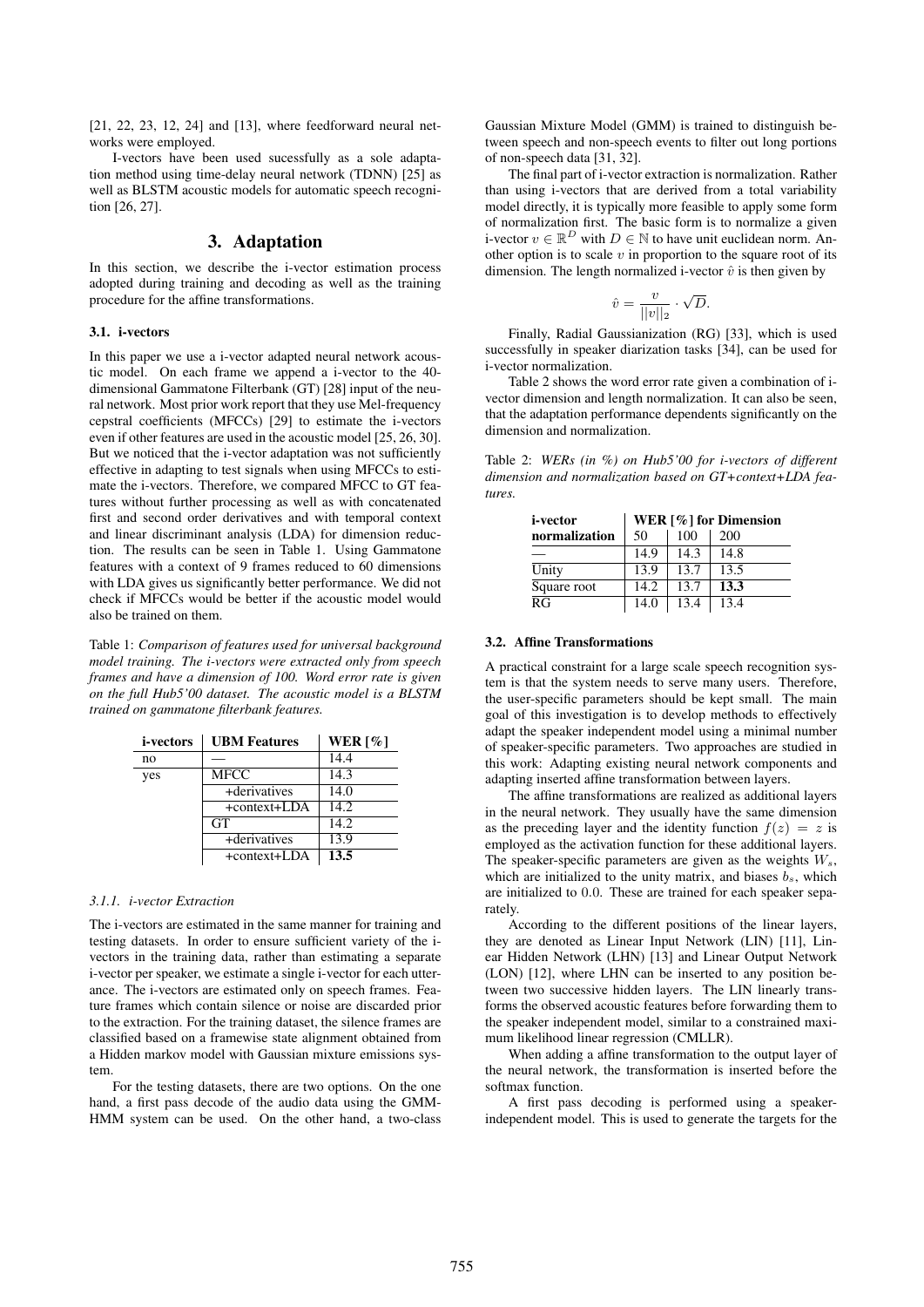[21, 22, 23, 12, 24] and [13], where feedforward neural networks were employed.

I-vectors have been used sucessfully as a sole adaptation method using time-delay neural network (TDNN) [25] as well as BLSTM acoustic models for automatic speech recognition [26, 27].

## 3. Adaptation

In this section, we describe the i-vector estimation process adopted during training and decoding as well as the training procedure for the affine transformations.

### 3.1. i-vectors

In this paper we use a i-vector adapted neural network acoustic model. On each frame we append a i-vector to the 40-dimensional Gammatone Filterbank (GT) [28] input of the neural network. Most prior work report that they use Mel-frequency cepstral coefficients (MFCCs) [29] to estimate the i-vectors even if other features are used in the acoustic model [25, 26, 30]. But we noticed that the i-vector adaptation was not sufficiently effective in adapting to test signals when using MFCCs to estimate the i-vectors. Therefore, we compared MFCC to GT features without further processing as well as with concatenated first and second order derivatives and with temporal context and linear discriminant analysis (LDA) for dimension reduction. The results can be seen in Table 1. Using Gammatone features with a context of 9 frames reduced to 60 dimensions with LDA gives us significantly better performance. We did not check if MFCCs would be better if the acoustic model would also be trained on them.

Table 1: *Comparison of features used for universal background model training. The i-vectors were extracted only from speech frames and have a dimension of 100. Word error rate is given on the full Hub5'00 dataset. The acoustic model is a BLSTM trained on gammatone filterbank features.*

| i-vectors | UBM Features | WER [%] |
|---|---|---|
| no | — | 14.4 |
| yes | MFCC | 14.3 |
| | +derivatives | 14.0 |
| | +context+LDA | 14.2 |
| | GT | 14.2 |
| | +derivatives | 13.9 |
| | +context+LDA | **13.5** |

#### 3.1.1. i-vector Extraction

The i-vectors are estimated in the same manner for training and testing datasets. In order to ensure sufficient variety of the i-vectors in the training data, rather than estimating a separate i-vector per speaker, we estimate a single i-vector for each utterance. The i-vectors are estimated only on speech frames. Feature frames which contain silence or noise are discarded prior to the extraction. For the training dataset, the silence frames are classified based on a framewise state alignment obtained from a Hidden markov model with Gaussian mixture emissions system.

For the testing datasets, there are two options. On the one hand, a first pass decode of the audio data using the GMM-HMM system can be used. On the other hand, a two-class Gaussian Mixture Model (GMM) is trained to distinguish between speech and non-speech events to filter out long portions of non-speech data [31, 32].

The final part of i-vector extraction is normalization. Rather than using i-vectors that are derived from a total variability model directly, it is typically more feasible to apply some form of normalization first. The basic form is to normalize a given i-vector $v \in \mathbb{R}^D$ with $D \in \mathbb{N}$ to have unit euclidean norm. Another option is to scale $v$ in proportion to the square root of its dimension. The length normalized i-vector $\hat{v}$ is then given by

$$\hat{v} = \frac{v}{||v||_2} \cdot \sqrt{D}.$$

Finally, Radial Gaussianization (RG) [33], which is used successfully in speaker diarization tasks [34], can be used for i-vector normalization.

Table 2 shows the word error rate given a combination of i-vector dimension and length normalization. It can also be seen, that the adaptation performance dependents significantly on the dimension and normalization.

Table 2: *WERs (in %) on Hub5'00 for i-vectors of different dimension and normalization based on GT+context+LDA features.*

| i-vector normalization | WER [%] for Dimension | | |
|---|---|---|---|
| | 50 | 100 | 200 |
| — | 14.9 | 14.3 | 14.8 |
| Unity | 13.9 | 13.7 | 13.5 |
| Square root | 14.2 | 13.7 | **13.3** |
| RG | 14.0 | 13.4 | 13.4 |

### 3.2. Affine Transformations

A practical constraint for a large scale speech recognition system is that the system needs to serve many users. Therefore, the user-specific parameters should be kept small. The main goal of this investigation is to develop methods to effectively adapt the speaker independent model using a minimal number of speaker-specific parameters. Two approaches are studied in this work: Adapting existing neural network components and adapting inserted affine transformation between layers.

The affine transformations are realized as additional layers in the neural network. They usually have the same dimension as the preceding layer and the identity function $f(z) = z$ is employed as the activation function for these additional layers. The speaker-specific parameters are given as the weights $W_s$, which are initialized to the unity matrix, and biases $b_s$, which are initialized to $0.0$. These are trained for each speaker separately.

According to the different positions of the linear layers, they are denoted as Linear Input Network (LIN) [11], Linear Hidden Network (LHN) [13] and Linear Output Network (LON) [12], where LHN can be inserted to any position between two successive hidden layers. The LIN linearly transforms the observed acoustic features before forwarding them to the speaker independent model, similar to a constrained maximum likelihood linear regression (CMLLR).

When adding a affine transformation to the output layer of the neural network, the transformation is inserted before the softmax function.

A first pass decoding is performed using a speaker-independent model. This is used to generate the targets for the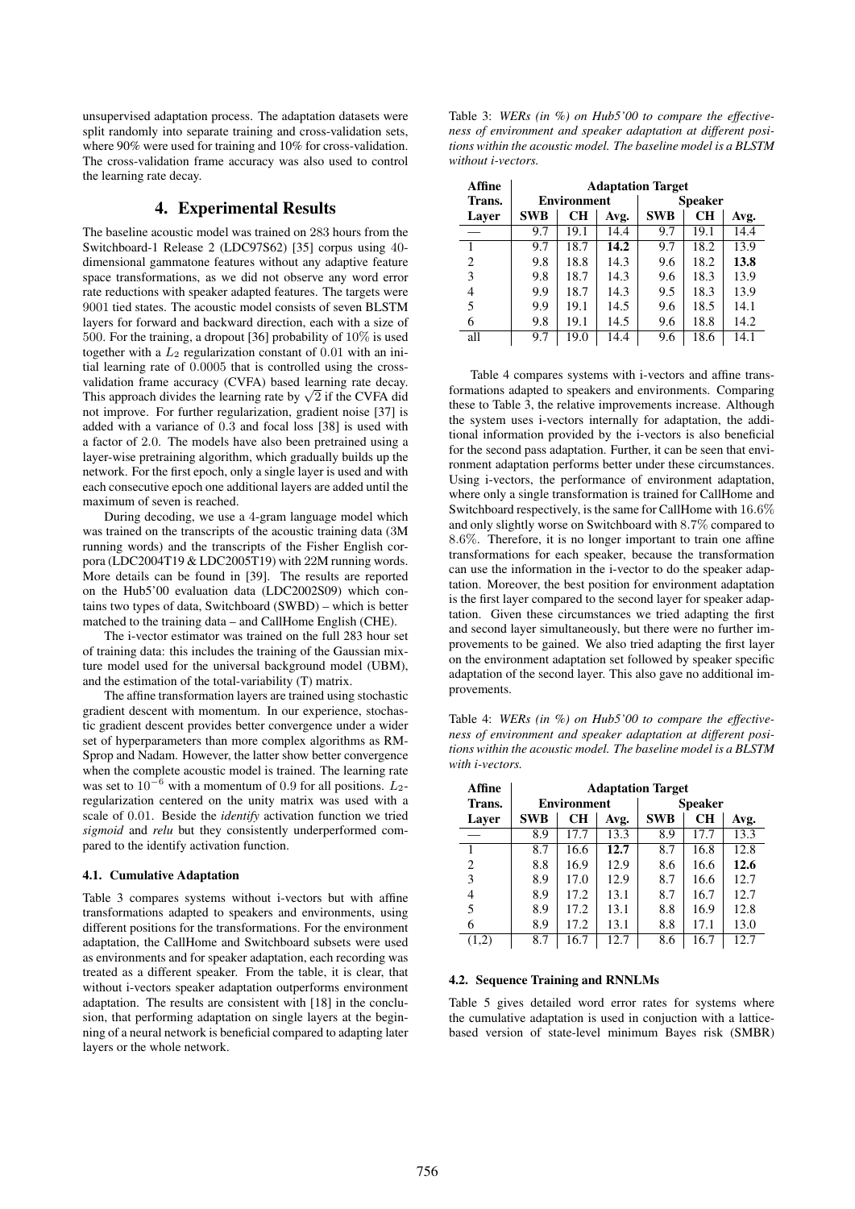unsupervised adaptation process. The adaptation datasets were split randomly into separate training and cross-validation sets, where 90% were used for training and 10% for cross-validation. The cross-validation frame accuracy was also used to control the learning rate decay.

## 4. Experimental Results

The baseline acoustic model was trained on 283 hours from the Switchboard-1 Release 2 (LDC97S62) [35] corpus using 40-dimensional gammatone features without any adaptive feature space transformations, as we did not observe any word error rate reductions with speaker adapted features. The targets were 9001 tied states. The acoustic model consists of seven BLSTM layers for forward and backward direction, each with a size of 500. For the training, a dropout [36] probability of 10% is used together with a $L_2$ regularization constant of 0.01 with an initial learning rate of 0.0005 that is controlled using the cross-validation frame accuracy (CVFA) based learning rate decay. This approach divides the learning rate by $\sqrt{2}$ if the CVFA did not improve. For further regularization, gradient noise [37] is added with a variance of 0.3 and focal loss [38] is used with a factor of 2.0. The models have also been pretrained using a layer-wise pretraining algorithm, which gradually builds up the network. For the first epoch, only a single layer is used and with each consecutive epoch one additional layers are added until the maximum of seven is reached.

During decoding, we use a 4-gram language model which was trained on the transcripts of the acoustic training data (3M running words) and the transcripts of the Fisher English corpora (LDC2004T19 & LDC2005T19) with 22M running words. More details can be found in [39]. The results are reported on the Hub5'00 evaluation data (LDC2002S09) which contains two types of data, Switchboard (SWBD) – which is better matched to the training data – and CallHome English (CHE).

The i-vector estimator was trained on the full 283 hour set of training data: this includes the training of the Gaussian mixture model used for the universal background model (UBM), and the estimation of the total-variability (T) matrix.

The affine transformation layers are trained using stochastic gradient descent with momentum. In our experience, stochastic gradient descent provides better convergence under a wider set of hyperparameters than more complex algorithms as RMSProp and Nadam. However, the latter show better convergence when the complete acoustic model is trained. The learning rate was set to $10^{-6}$ with a momentum of 0.9 for all positions. $L_2$-regularization centered on the unity matrix was used with a scale of 0.01. Beside the *identify* activation function we tried *sigmoid* and *relu* but they consistently underperformed compared to the identify activation function.

### 4.1. Cumulative Adaptation

Table 3 compares systems without i-vectors but with affine transformations adapted to speakers and environments, using different positions for the transformations. For the environment adaptation, the CallHome and Switchboard subsets were used as environments and for speaker adaptation, each recording was treated as a different speaker. From the table, it is clear, that without i-vectors speaker adaptation outperforms environment adaptation. The results are consistent with [18] in the conclusion, that performing adaptation on single layers at the beginning of a neural network is beneficial compared to adapting later layers or the whole network.

Table 3: *WERs (in %) on Hub5'00 to compare the effectiveness of environment and speaker adaptation at different positions within the acoustic model. The baseline model is a BLSTM without i-vectors.*

| Affine Trans. Layer | Adaptation Target | | | | | |
|---|---|---|---|---|---|---|
| | Environment | | | Speaker | | |
| | SWB | CH | Avg. | SWB | CH | Avg. |
| — | 9.7 | 19.1 | 14.4 | 9.7 | 19.1 | 14.4 |
| 1 | 9.7 | 18.7 | **14.2** | 9.7 | 18.2 | 13.9 |
| 2 | 9.8 | 18.8 | 14.3 | 9.6 | 18.2 | **13.8** |
| 3 | 9.8 | 18.7 | 14.3 | 9.6 | 18.3 | 13.9 |
| 4 | 9.9 | 18.7 | 14.3 | 9.5 | 18.3 | 13.9 |
| 5 | 9.9 | 19.1 | 14.5 | 9.6 | 18.5 | 14.1 |
| 6 | 9.8 | 19.1 | 14.5 | 9.6 | 18.8 | 14.2 |
| all | 9.7 | 19.0 | 14.4 | 9.6 | 18.6 | 14.1 |

Table 4 compares systems with i-vectors and affine transformations adapted to speakers and environments. Comparing these to Table 3, the relative improvements increase. Although the system uses i-vectors internally for adaptation, the additional information provided by the i-vectors is also beneficial for the second pass adaptation. Further, it can be seen that environment adaptation performs better under these circumstances. Using i-vectors, the performance of environment adaptation, where only a single transformation is trained for CallHome and Switchboard respectively, is the same for CallHome with 16.6% and only slightly worse on Switchboard with 8.7% compared to 8.6%. Therefore, it is no longer important to train one affine transformations for each speaker, because the transformation can use the information in the i-vector to do the speaker adaptation. Moreover, the best position for environment adaptation is the first layer compared to the second layer for speaker adaptation. Given these circumstances we tried adapting the first and second layer simultaneously, but there were no further improvements to be gained. We also tried adapting the first layer on the environment adaptation set followed by speaker specific adaptation of the second layer. This also gave no additional improvements.

Table 4: *WERs (in %) on Hub5'00 to compare the effectiveness of environment and speaker adaptation at different positions within the acoustic model. The baseline model is a BLSTM with i-vectors.*

| Affine Trans. Layer | Adaptation Target | | | | | |
|---|---|---|---|---|---|---|
| | Environment | | | Speaker | | |
| | SWB | CH | Avg. | SWB | CH | Avg. |
| — | 8.9 | 17.7 | 13.3 | 8.9 | 17.7 | 13.3 |
| 1 | 8.7 | 16.6 | **12.7** | 8.7 | 16.8 | 12.8 |
| 2 | 8.8 | 16.9 | 12.9 | 8.6 | 16.6 | **12.6** |
| 3 | 8.9 | 17.0 | 12.9 | 8.7 | 16.6 | 12.7 |
| 4 | 8.9 | 17.2 | 13.1 | 8.7 | 16.7 | 12.7 |
| 5 | 8.9 | 17.2 | 13.1 | 8.8 | 16.9 | 12.8 |
| 6 | 8.9 | 17.2 | 13.1 | 8.8 | 17.1 | 13.0 |
| (1,2) | 8.7 | 16.7 | 12.7 | 8.6 | 16.7 | 12.7 |

### 4.2. Sequence Training and RNNLMs

Table 5 gives detailed word error rates for systems where the cumulative adaptation is used in conjuction with a lattice-based version of state-level minimum Bayes risk (SMBR)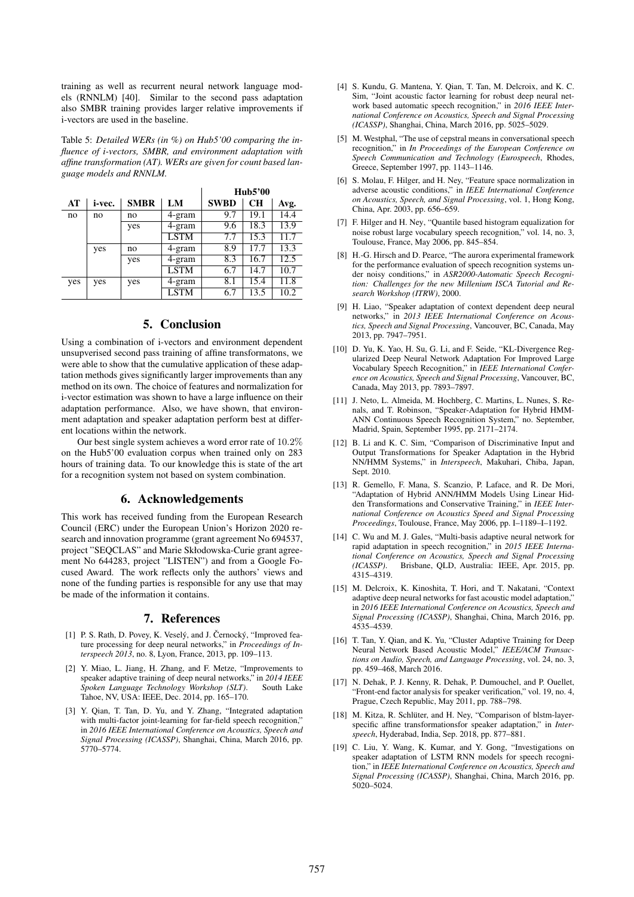training as well as recurrent neural network language models (RNNLM) [40]. Similar to the second pass adaptation also SMBR training provides larger relative improvements if i-vectors are used in the baseline.

Table 5: *Detailed WERs (in %) on Hub5'00 comparing the influence of i-vectors, SMBR, and environment adaptation with affine transformation (AT). WERs are given for count based language models and RNNLM.*

| | | | | **Hub5'00** | | |
|---|---|---|---|---|---|---|
| **AT** | **i-vec.** | **SMBR** | **LM** | **SWBD** | **CH** | **Avg.** |
| no | no | no | 4-gram | 9.7 | 19.1 | 14.4 |
| | | yes | 4-gram | 9.6 | 18.3 | 13.9 |
| | | | LSTM | 7.7 | 15.3 | 11.7 |
| | yes | no | 4-gram | 8.9 | 17.7 | 13.3 |
| | | yes | 4-gram | 8.3 | 16.7 | 12.5 |
| | | | LSTM | 6.7 | 14.7 | 10.7 |
| yes | yes | yes | 4-gram | 8.1 | 15.4 | 11.8 |
| | | | LSTM | 6.7 | 13.5 | 10.2 |

## 5. Conclusion

Using a combination of i-vectors and environment dependent unsupverised second pass training of affine transformatons, we were able to show that the cumulative application of these adaptation methods gives significantly larger improvements than any method on its own. The choice of features and normalization for i-vector estimation was shown to have a large influence on their adaptation performance. Also, we have shown, that environment adaptation and speaker adaptation perform best at different locations within the network.

Our best single system achieves a word error rate of $10.2\%$ on the Hub5'00 evaluation corpus when trained only on 283 hours of training data. To our knowledge this is state of the art for a recognition system not based on system combination.

## 6. Acknowledgements

This work has received funding from the European Research Council (ERC) under the European Union's Horizon 2020 research and innovation programme (grant agreement No 694537, project "SEQCLAS" and Marie Skłodowska-Curie grant agreement No 644283, project "LISTEN") and from a Google Focused Award. The work reflects only the authors' views and none of the funding parties is responsible for any use that may be made of the information it contains.

## 7. References

[1] P. S. Rath, D. Povey, K. Veselý, and J. Černocký, "Improved feature processing for deep neural networks," in *Proceedings of Interspeech 2013*, no. 8, Lyon, France, 2013, pp. 109–113.

[2] Y. Miao, L. Jiang, H. Zhang, and F. Metze, "Improvements to speaker adaptive training of deep neural networks," in *2014 IEEE Spoken Language Technology Workshop (SLT)*. South Lake Tahoe, NV, USA: IEEE, Dec. 2014, pp. 165–170.

[3] Y. Qian, T. Tan, D. Yu, and Y. Zhang, "Integrated adaptation with multi-factor joint-learning for far-field speech recognition," in *2016 IEEE International Conference on Acoustics, Speech and Signal Processing (ICASSP)*, Shanghai, China, March 2016, pp. 5770–5774.

[4] S. Kundu, G. Mantena, Y. Qian, T. Tan, M. Delcroix, and K. C. Sim, "Joint acoustic factor learning for robust deep neural network based automatic speech recognition," in *2016 IEEE International Conference on Acoustics, Speech and Signal Processing (ICASSP)*, Shanghai, China, March 2016, pp. 5025–5029.

[5] M. Westphal, "The use of cepstral means in conversational speech recognition," in *In Proceedings of the European Conference on Speech Communication and Technology (Eurospeech*, Rhodes, Greece, September 1997, pp. 1143–1146.

[6] S. Molau, F. Hilger, and H. Ney, "Feature space normalization in adverse acoustic conditions," in *IEEE International Conference on Acoustics, Speech, and Signal Processing*, vol. 1, Hong Kong, China, Apr. 2003, pp. 656–659.

[7] F. Hilger and H. Ney, "Quantile based histogram equalization for noise robust large vocabulary speech recognition," vol. 14, no. 3, Toulouse, France, May 2006, pp. 845–854.

[8] H.-G. Hirsch and D. Pearce, "The aurora experimental framework for the performance evaluation of speech recognition systems under noisy conditions," in *ASR2000-Automatic Speech Recognition: Challenges for the new Millenium ISCA Tutorial and Research Workshop (ITRW)*, 2000.

[9] H. Liao, "Speaker adaptation of context dependent deep neural networks," in *2013 IEEE International Conference on Acoustics, Speech and Signal Processing*, Vancouver, BC, Canada, May 2013, pp. 7947–7951.

[10] D. Yu, K. Yao, H. Su, G. Li, and F. Seide, "KL-Divergence Regularized Deep Neural Network Adaptation For Improved Large Vocabulary Speech Recognition," in *IEEE International Conference on Acoustics, Speech and Signal Processing*, Vancouver, BC, Canada, May 2013, pp. 7893–7897.

[11] J. Neto, L. Almeida, M. Hochberg, C. Martins, L. Nunes, S. Renals, and T. Robinson, "Speaker-Adaptation for Hybrid HMM-ANN Continuous Speech Recognition System," no. September, Madrid, Spain, September 1995, pp. 2171–2174.

[12] B. Li and K. C. Sim, "Comparison of Discriminative Input and Output Transformations for Speaker Adaptation in the Hybrid NN/HMM Systems," in *Interspeech*, Makuhari, Chiba, Japan, Sept. 2010.

[13] R. Gemello, F. Mana, S. Scanzio, P. Laface, and R. De Mori, "Adaptation of Hybrid ANN/HMM Models Using Linear Hidden Transformations and Conservative Training," in *IEEE International Conference on Acoustics Speed and Signal Processing Proceedings*, Toulouse, France, May 2006, pp. I–1189–I–1192.

[14] C. Wu and M. J. Gales, "Multi-basis adaptive neural network for rapid adaptation in speech recognition," in *2015 IEEE International Conference on Acoustics, Speech and Signal Processing (ICASSP)*. Brisbane, QLD, Australia: IEEE, Apr. 2015, pp. 4315–4319.

[15] M. Delcroix, K. Kinoshita, T. Hori, and T. Nakatani, "Context adaptive deep neural networks for fast acoustic model adaptation," in *2016 IEEE International Conference on Acoustics, Speech and Signal Processing (ICASSP)*, Shanghai, China, March 2016, pp. 4535–4539.

[16] T. Tan, Y. Qian, and K. Yu, "Cluster Adaptive Training for Deep Neural Network Based Acoustic Model," *IEEE/ACM Transactions on Audio, Speech, and Language Processing*, vol. 24, no. 3, pp. 459–468, March 2016.

[17] N. Dehak, P. J. Kenny, R. Dehak, P. Dumouchel, and P. Ouellet, "Front-end factor analysis for speaker verification," vol. 19, no. 4, Prague, Czech Republic, May 2011, pp. 788–798.

[18] M. Kitza, R. Schlüter, and H. Ney, "Comparison of blstm-layer-specific affine transformationsfor speaker adaptation," in *Interspeech*, Hyderabad, India, Sep. 2018, pp. 877–881.

[19] C. Liu, Y. Wang, K. Kumar, and Y. Gong, "Investigations on speaker adaptation of LSTM RNN models for speech recognition," in *IEEE International Conference on Acoustics, Speech and Signal Processing (ICASSP)*, Shanghai, China, March 2016, pp. 5020–5024.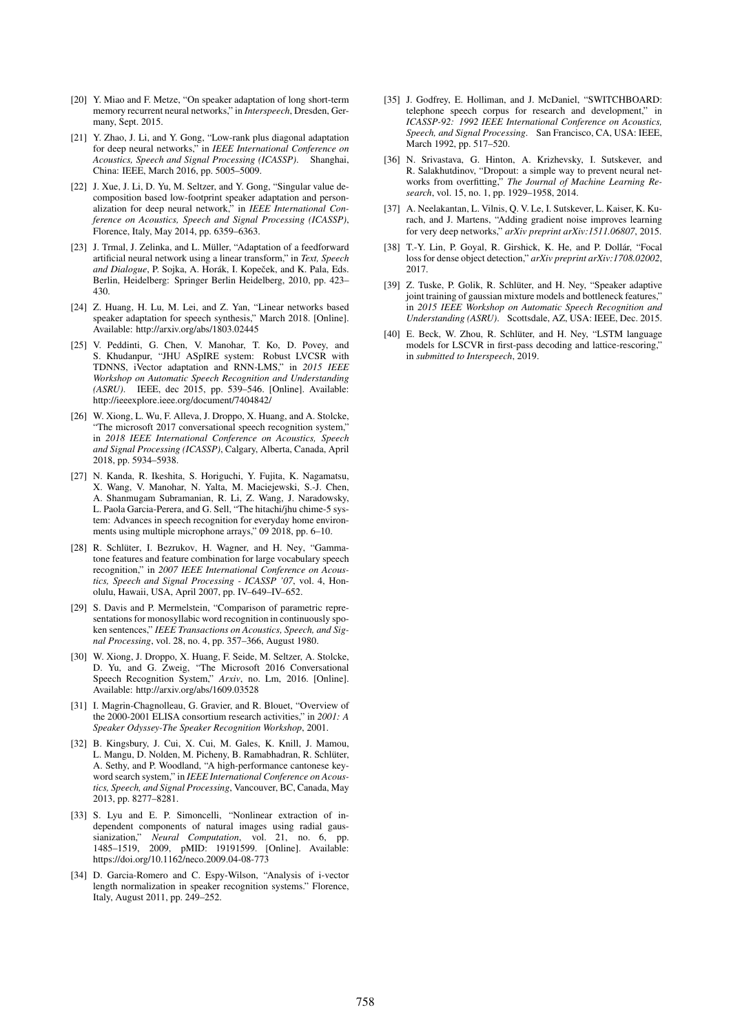[20] Y. Miao and F. Metze, "On speaker adaptation of long short-term memory recurrent neural networks," in *Interspeech*, Dresden, Germany, Sept. 2015.

[21] Y. Zhao, J. Li, and Y. Gong, "Low-rank plus diagonal adaptation for deep neural networks," in *IEEE International Conference on Acoustics, Speech and Signal Processing (ICASSP)*. Shanghai, China: IEEE, March 2016, pp. 5005–5009.

[22] J. Xue, J. Li, D. Yu, M. Seltzer, and Y. Gong, "Singular value decomposition based low-footprint speaker adaptation and personalization for deep neural network," in *IEEE International Conference on Acoustics, Speech and Signal Processing (ICASSP)*, Florence, Italy, May 2014, pp. 6359–6363.

[23] J. Trmal, J. Zelinka, and L. Müller, "Adaptation of a feedforward artificial neural network using a linear transform," in *Text, Speech and Dialogue*, P. Sojka, A. Horák, I. Kopeček, and K. Pala, Eds. Berlin, Heidelberg: Springer Berlin Heidelberg, 2010, pp. 423–430.

[24] Z. Huang, H. Lu, M. Lei, and Z. Yan, "Linear networks based speaker adaptation for speech synthesis," March 2018. [Online]. Available: http://arxiv.org/abs/1803.02445

[25] V. Peddinti, G. Chen, V. Manohar, T. Ko, D. Povey, and S. Khudanpur, "JHU ASpIRE system: Robust LVCSR with TDNNS, iVector adaptation and RNN-LMS," in *2015 IEEE Workshop on Automatic Speech Recognition and Understanding (ASRU)*. IEEE, dec 2015, pp. 539–546. [Online]. Available: http://ieeexplore.ieee.org/document/7404842/

[26] W. Xiong, L. Wu, F. Alleva, J. Droppo, X. Huang, and A. Stolcke, "The microsoft 2017 conversational speech recognition system," in *2018 IEEE International Conference on Acoustics, Speech and Signal Processing (ICASSP)*, Calgary, Alberta, Canada, April 2018, pp. 5934–5938.

[27] N. Kanda, R. Ikeshita, S. Horiguchi, Y. Fujita, K. Nagamatsu, X. Wang, V. Manohar, N. Yalta, M. Maciejewski, S.-J. Chen, A. Shanmugam Subramanian, R. Li, Z. Wang, J. Naradowsky, L. Paola Garcia-Perera, and G. Sell, "The hitachi/jhu chime-5 system: Advances in speech recognition for everyday home environments using multiple microphone arrays," 09 2018, pp. 6–10.

[28] R. Schlüter, I. Bezrukov, H. Wagner, and H. Ney, "Gammatone features and feature combination for large vocabulary speech recognition," in *2007 IEEE International Conference on Acoustics, Speech and Signal Processing - ICASSP '07*, vol. 4, Honolulu, Hawaii, USA, April 2007, pp. IV–649–IV–652.

[29] S. Davis and P. Mermelstein, "Comparison of parametric representations for monosyllabic word recognition in continuously spoken sentences," *IEEE Transactions on Acoustics, Speech, and Signal Processing*, vol. 28, no. 4, pp. 357–366, August 1980.

[30] W. Xiong, J. Droppo, X. Huang, F. Seide, M. Seltzer, A. Stolcke, D. Yu, and G. Zweig, "The Microsoft 2016 Conversational Speech Recognition System," *Arxiv*, no. Lm, 2016. [Online]. Available: http://arxiv.org/abs/1609.03528

[31] I. Magrin-Chagnolleau, G. Gravier, and R. Blouet, "Overview of the 2000-2001 ELISA consortium research activities," in *2001: A Speaker Odyssey-The Speaker Recognition Workshop*, 2001.

[32] B. Kingsbury, J. Cui, X. Cui, M. Gales, K. Knill, J. Mamou, L. Mangu, D. Nolden, M. Picheny, B. Ramabhadran, R. Schlüter, A. Sethy, and P. Woodland, "A high-performance cantonese keyword search system," in *IEEE International Conference on Acoustics, Speech, and Signal Processing*, Vancouver, BC, Canada, May 2013, pp. 8277–8281.

[33] S. Lyu and E. P. Simoncelli, "Nonlinear extraction of independent components of natural images using radial gaussianization," *Neural Computation*, vol. 21, no. 6, pp. 1485–1519, 2009, pMID: 19191599. [Online]. Available: https://doi.org/10.1162/neco.2009.04-08-773

[34] D. Garcia-Romero and C. Espy-Wilson, "Analysis of i-vector length normalization in speaker recognition systems." Florence, Italy, August 2011, pp. 249–252.

[35] J. Godfrey, E. Holliman, and J. McDaniel, "SWITCHBOARD: telephone speech corpus for research and development," in *ICASSP-92: 1992 IEEE International Conference on Acoustics, Speech, and Signal Processing*. San Francisco, CA, USA: IEEE, March 1992, pp. 517–520.

[36] N. Srivastava, G. Hinton, A. Krizhevsky, I. Sutskever, and R. Salakhutdinov, "Dropout: a simple way to prevent neural networks from overfitting," *The Journal of Machine Learning Research*, vol. 15, no. 1, pp. 1929–1958, 2014.

[37] A. Neelakantan, L. Vilnis, Q. V. Le, I. Sutskever, L. Kaiser, K. Kurach, and J. Martens, "Adding gradient noise improves learning for very deep networks," *arXiv preprint arXiv:1511.06807*, 2015.

[38] T.-Y. Lin, P. Goyal, R. Girshick, K. He, and P. Dollár, "Focal loss for dense object detection," *arXiv preprint arXiv:1708.02002*, 2017.

[39] Z. Tuske, P. Golik, R. Schlüter, and H. Ney, "Speaker adaptive joint training of gaussian mixture models and bottleneck features," in *2015 IEEE Workshop on Automatic Speech Recognition and Understanding (ASRU)*. Scottsdale, AZ, USA: IEEE, Dec. 2015.

[40] E. Beck, W. Zhou, R. Schlüter, and H. Ney, "LSTM language models for LSCVR in first-pass decoding and lattice-rescoring," in *submitted to Interspeech*, 2019.